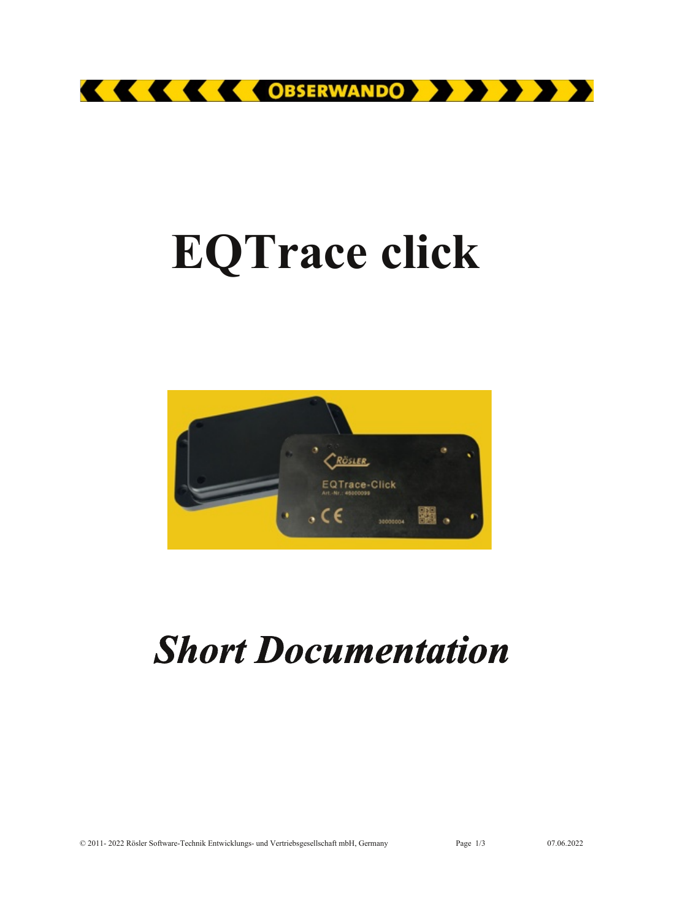# EQTrace click

*Short Documentation*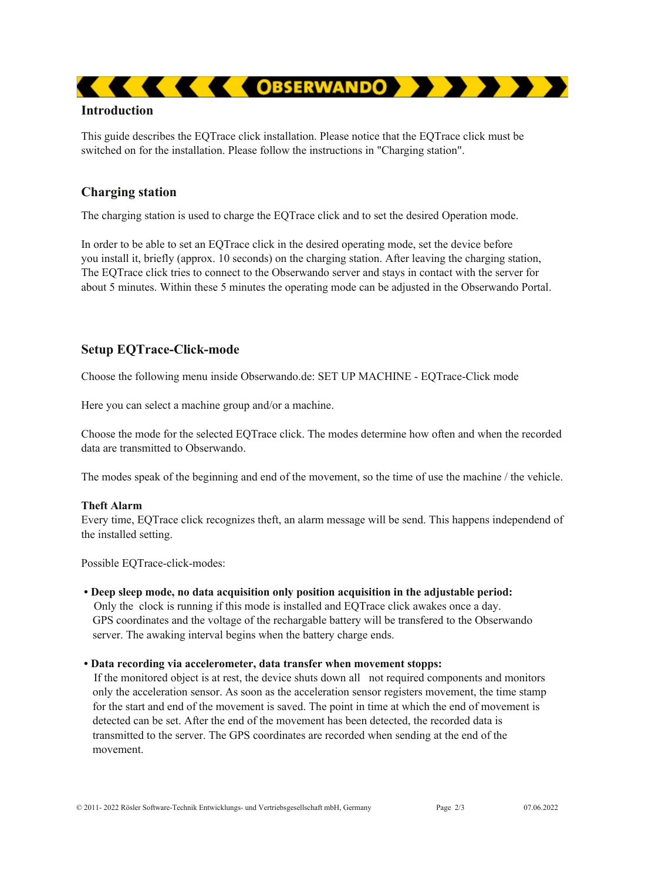## Introduction

This guide describes the EQTrace click installation. Please notice that the EQTrace click must be switched on for the installation. Please follow the instructions in "Charging station".

## Charging station

The charging station is used to charge the EQTrace click and to set the desired Operation mode.

In order to be able to set an EQTrace click in the desired operating mode, set the device before you install it, briefly (approx. 10 seconds) on the charging station. After leaving the charging station, The EQTrace click tries to connect to the Obserwando server and stays in contact with the server for about 5 minutes. Within these 5 minutes the operating mode can be adjusted in the Obserwando Portal.

## Setup EQTrace-Click-mode

Choose the following menu inside Obserwando.de: SET UP MACHINE - EQTrace-Click mode

Here you can select a machine group and/or a machine.

Choose the mode for the selected EQTrace click. The modes determine how often and when the recorded data are transmitted to Obserwando.

The modes speak of the beginning and end of the movement, so the time of use the machine / the vehicle.

**Theft Alarm**
Every time, EQTrace click recognizes theft, an alarm message will be send. This happens independend of the installed setting.

Possible EQTrace-click-modes:

- **Deep sleep mode, no data acquisition only position acquisition in the adjustable period:**
  Only the clock is running if this mode is installed and EQTrace click awakes once a day. GPS coordinates and the voltage of the rechargable battery will be transfered to the Obserwando server. The awaking interval begins when the battery charge ends.

- **Data recording via accelerometer, data transfer when movement stopps:**
  If the monitored object is at rest, the device shuts down all not required components and monitors only the acceleration sensor. As soon as the acceleration sensor registers movement, the time stamp for the start and end of the movement is saved. The point in time at which the end of movement is detected can be set. After the end of the movement has been detected, the recorded data is transmitted to the server. The GPS coordinates are recorded when sending at the end of the movement.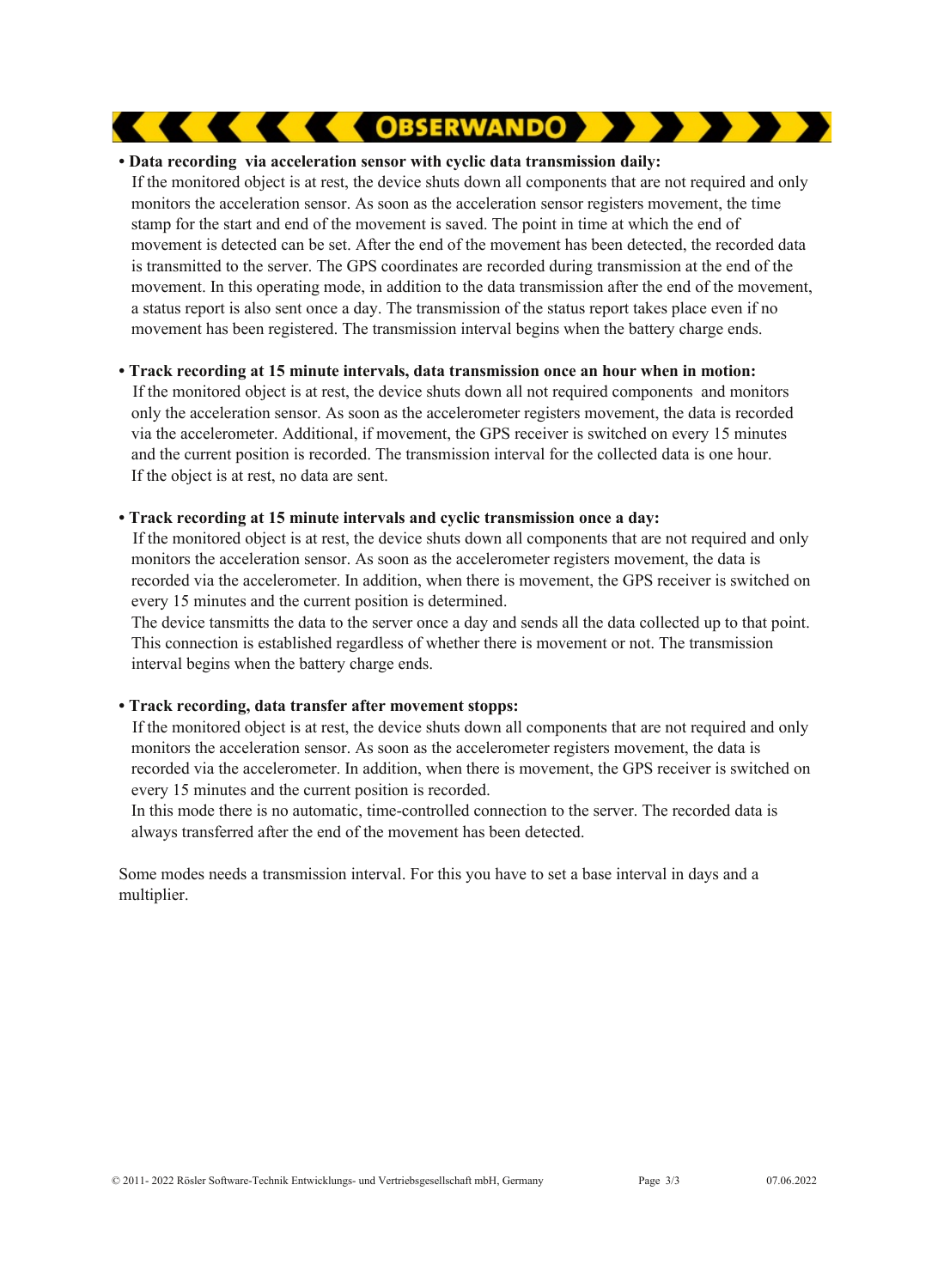- **Data recording via acceleration sensor with cyclic data transmission daily:**
  If the monitored object is at rest, the device shuts down all components that are not required and only monitors the acceleration sensor. As soon as the acceleration sensor registers movement, the time stamp for the start and end of the movement is saved. The point in time at which the end of movement is detected can be set. After the end of the movement has been detected, the recorded data is transmitted to the server. The GPS coordinates are recorded during transmission at the end of the movement. In this operating mode, in addition to the data transmission after the end of the movement, a status report is also sent once a day. The transmission of the status report takes place even if no movement has been registered. The transmission interval begins when the battery charge ends.

- **Track recording at 15 minute intervals, data transmission once an hour when in motion:**
  If the monitored object is at rest, the device shuts down all not required components and monitors only the acceleration sensor. As soon as the accelerometer registers movement, the data is recorded via the accelerometer. Additional, if movement, the GPS receiver is switched on every 15 minutes and the current position is recorded. The transmission interval for the collected data is one hour. If the object is at rest, no data are sent.

- **Track recording at 15 minute intervals and cyclic transmission once a day:**
  If the monitored object is at rest, the device shuts down all components that are not required and only monitors the acceleration sensor. As soon as the accelerometer registers movement, the data is recorded via the accelerometer. In addition, when there is movement, the GPS receiver is switched on every 15 minutes and the current position is determined.
  The device tansmitts the data to the server once a day and sends all the data collected up to that point. This connection is established regardless of whether there is movement or not. The transmission interval begins when the battery charge ends.

- **Track recording, data transfer after movement stopps:**
  If the monitored object is at rest, the device shuts down all components that are not required and only monitors the acceleration sensor. As soon as the accelerometer registers movement, the data is recorded via the accelerometer. In addition, when there is movement, the GPS receiver is switched on every 15 minutes and the current position is recorded.
  In this mode there is no automatic, time-controlled connection to the server. The recorded data is always transferred after the end of the movement has been detected.

Some modes needs a transmission interval. For this you have to set a base interval in days and a multiplier.